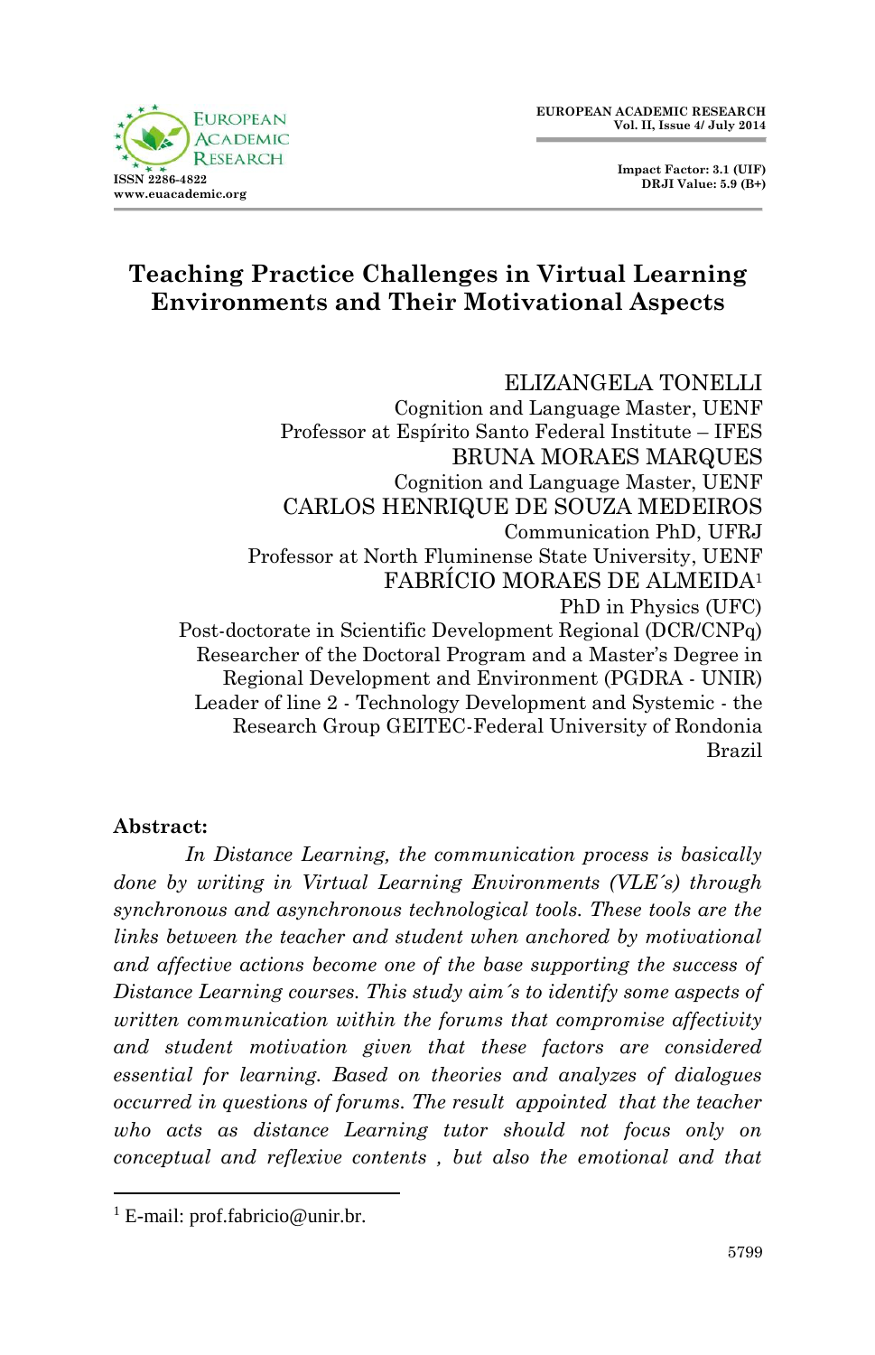# Teaching Practice Challenges in Virtual Learning Environments and Their Motivational Aspects

ELIZANGELA TONELLI
Cognition and Language Master, UENF
Professor at Espírito Santo Federal Institute – IFES

BRUNA MORAES MARQUES
Cognition and Language Master, UENF

CARLOS HENRIQUE DE SOUZA MEDEIROS
Communication PhD, UFRJ
Professor at North Fluminense State University, UENF

FABRÍCIO MORAES DE ALMEIDA[1]
PhD in Physics (UFC)
Post-doctorate in Scientific Development Regional (DCR/CNPq)
Researcher of the Doctoral Program and a Master's Degree in Regional Development and Environment (PGDRA - UNIR)
Leader of line 2 - Technology Development and Systemic - the Research Group GEITEC-Federal University of Rondonia
Brazil

**Abstract:**

*In Distance Learning, the communication process is basically done by writing in Virtual Learning Environments (VLE´s) through synchronous and asynchronous technological tools. These tools are the links between the teacher and student when anchored by motivational and affective actions become one of the base supporting the success of Distance Learning courses. This study aim´s to identify some aspects of written communication within the forums that compromise affectivity and student motivation given that these factors are considered essential for learning. Based on theories and analyzes of dialogues occurred in questions of forums. The result appointed that the teacher who acts as distance Learning tutor should not focus only on conceptual and reflexive contents , but also the emotional and that*

[1] E-mail: prof.fabricio@unir.br.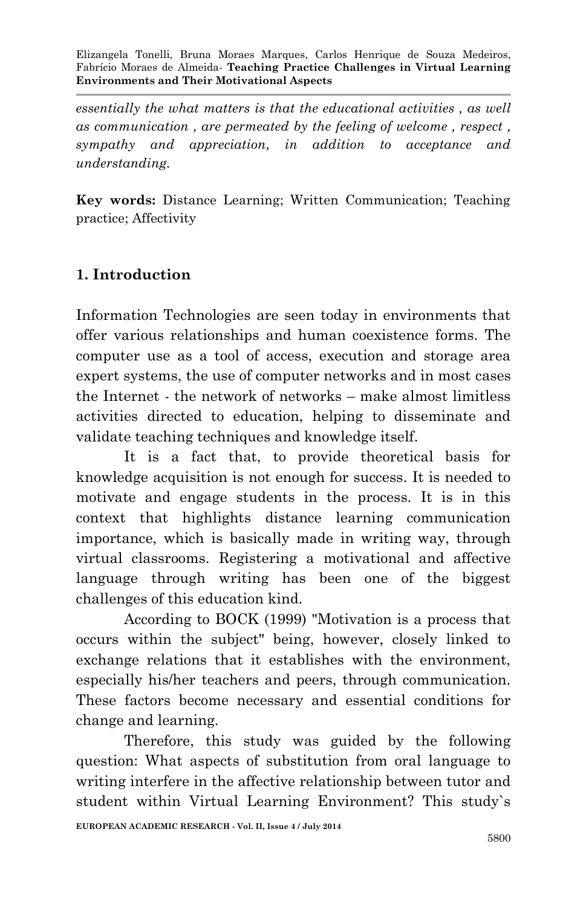*essentially the what matters is that the educational activities , as well as communication , are permeated by the feeling of welcome , respect , sympathy and appreciation, in addition to acceptance and understanding.*

**Key words:** Distance Learning; Written Communication; Teaching practice; Affectivity

## 1. Introduction

Information Technologies are seen today in environments that offer various relationships and human coexistence forms. The computer use as a tool of access, execution and storage area expert systems, the use of computer networks and in most cases the Internet - the network of networks – make almost limitless activities directed to education, helping to disseminate and validate teaching techniques and knowledge itself.

It is a fact that, to provide theoretical basis for knowledge acquisition is not enough for success. It is needed to motivate and engage students in the process. It is in this context that highlights distance learning communication importance, which is basically made in writing way, through virtual classrooms. Registering a motivational and affective language through writing has been one of the biggest challenges of this education kind.

According to BOCK (1999) "Motivation is a process that occurs within the subject" being, however, closely linked to exchange relations that it establishes with the environment, especially his/her teachers and peers, through communication. These factors become necessary and essential conditions for change and learning.

Therefore, this study was guided by the following question: What aspects of substitution from oral language to writing interfere in the affective relationship between tutor and student within Virtual Learning Environment? This study`s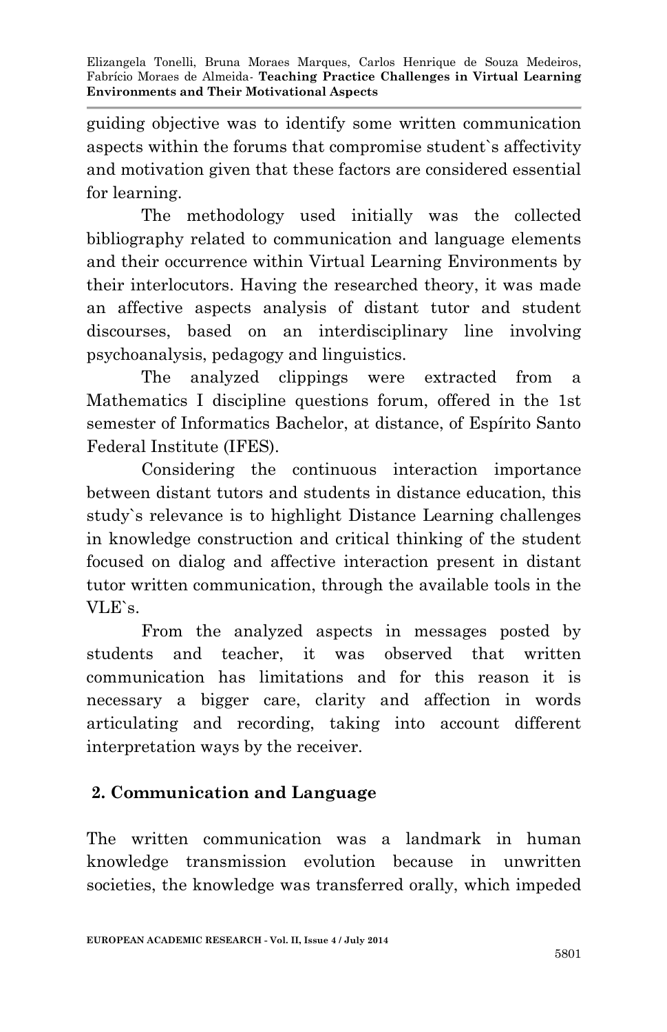guiding objective was to identify some written communication aspects within the forums that compromise student`s affectivity and motivation given that these factors are considered essential for learning.

The methodology used initially was the collected bibliography related to communication and language elements and their occurrence within Virtual Learning Environments by their interlocutors. Having the researched theory, it was made an affective aspects analysis of distant tutor and student discourses, based on an interdisciplinary line involving psychoanalysis, pedagogy and linguistics.

The analyzed clippings were extracted from a Mathematics I discipline questions forum, offered in the 1st semester of Informatics Bachelor, at distance, of Espírito Santo Federal Institute (IFES).

Considering the continuous interaction importance between distant tutors and students in distance education, this study`s relevance is to highlight Distance Learning challenges in knowledge construction and critical thinking of the student focused on dialog and affective interaction present in distant tutor written communication, through the available tools in the VLE`s.

From the analyzed aspects in messages posted by students and teacher, it was observed that written communication has limitations and for this reason it is necessary a bigger care, clarity and affection in words articulating and recording, taking into account different interpretation ways by the receiver.

## 2. Communication and Language

The written communication was a landmark in human knowledge transmission evolution because in unwritten societies, the knowledge was transferred orally, which impeded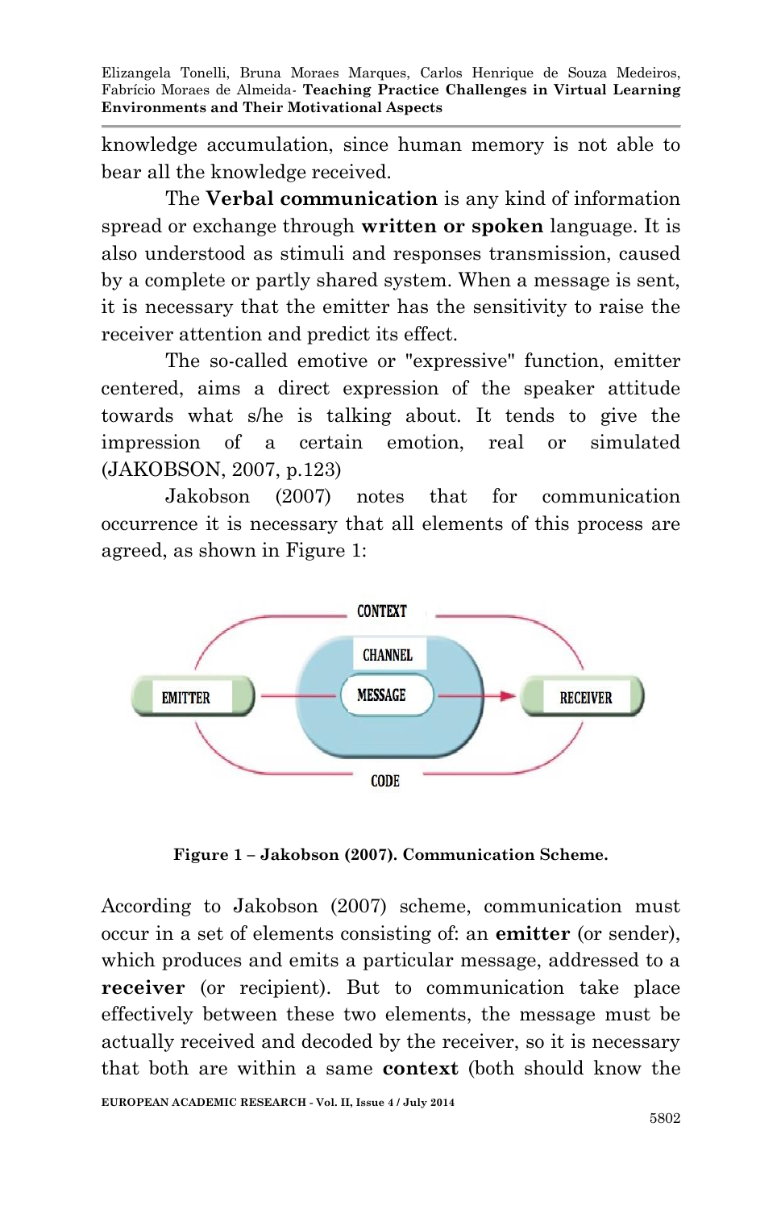knowledge accumulation, since human memory is not able to bear all the knowledge received.

The **Verbal communication** is any kind of information spread or exchange through **written or spoken** language. It is also understood as stimuli and responses transmission, caused by a complete or partly shared system. When a message is sent, it is necessary that the emitter has the sensitivity to raise the receiver attention and predict its effect.

The so-called emotive or "expressive" function, emitter centered, aims a direct expression of the speaker attitude towards what s/he is talking about. It tends to give the impression of a certain emotion, real or simulated (JAKOBSON, 2007, p.123)

Jakobson (2007) notes that for communication occurrence it is necessary that all elements of this process are agreed, as shown in Figure 1:

**Figure 1 – Jakobson (2007). Communication Scheme.**

According to Jakobson (2007) scheme, communication must occur in a set of elements consisting of: an **emitter** (or sender), which produces and emits a particular message, addressed to a **receiver** (or recipient). But to communication take place effectively between these two elements, the message must be actually received and decoded by the receiver, so it is necessary that both are within a same **context** (both should know the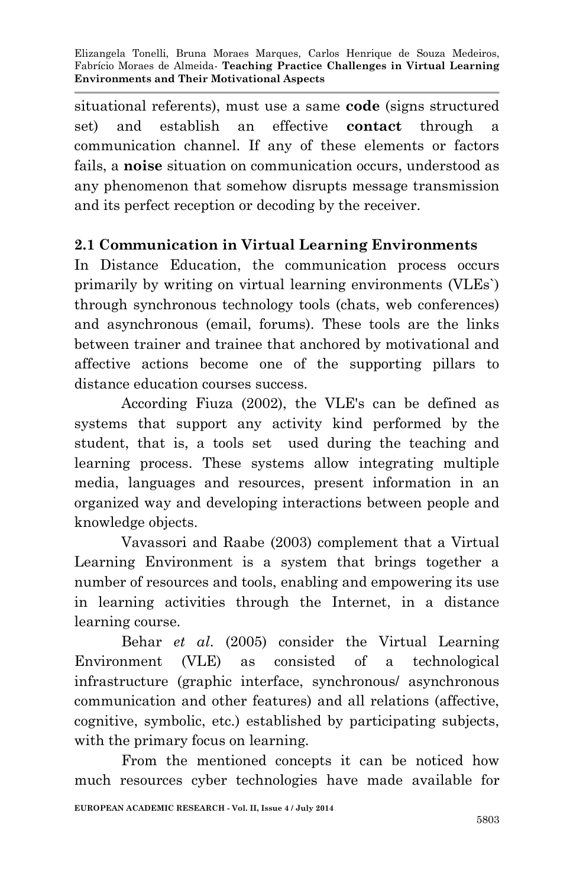situational referents), must use a same **code** (signs structured set) and establish an effective **contact** through a communication channel. If any of these elements or factors fails, a **noise** situation on communication occurs, understood as any phenomenon that somehow disrupts message transmission and its perfect reception or decoding by the receiver.

### 2.1 Communication in Virtual Learning Environments

In Distance Education, the communication process occurs primarily by writing on virtual learning environments (VLEs`) through synchronous technology tools (chats, web conferences) and asynchronous (email, forums). These tools are the links between trainer and trainee that anchored by motivational and affective actions become one of the supporting pillars to distance education courses success.

According Fiuza (2002), the VLE's can be defined as systems that support any activity kind performed by the student, that is, a tools set used during the teaching and learning process. These systems allow integrating multiple media, languages and resources, present information in an organized way and developing interactions between people and knowledge objects.

Vavassori and Raabe (2003) complement that a Virtual Learning Environment is a system that brings together a number of resources and tools, enabling and empowering its use in learning activities through the Internet, in a distance learning course.

Behar *et al.* (2005) consider the Virtual Learning Environment (VLE) as consisted of a technological infrastructure (graphic interface, synchronous/ asynchronous communication and other features) and all relations (affective, cognitive, symbolic, etc.) established by participating subjects, with the primary focus on learning.

From the mentioned concepts it can be noticed how much resources cyber technologies have made available for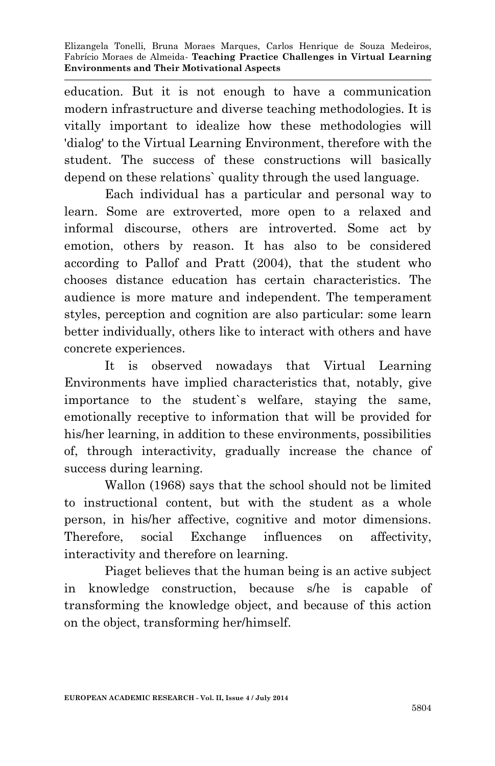education. But it is not enough to have a communication modern infrastructure and diverse teaching methodologies. It is vitally important to idealize how these methodologies will 'dialog' to the Virtual Learning Environment, therefore with the student. The success of these constructions will basically depend on these relations` quality through the used language.

Each individual has a particular and personal way to learn. Some are extroverted, more open to a relaxed and informal discourse, others are introverted. Some act by emotion, others by reason. It has also to be considered according to Pallof and Pratt (2004), that the student who chooses distance education has certain characteristics. The audience is more mature and independent. The temperament styles, perception and cognition are also particular: some learn better individually, others like to interact with others and have concrete experiences.

It is observed nowadays that Virtual Learning Environments have implied characteristics that, notably, give importance to the student`s welfare, staying the same, emotionally receptive to information that will be provided for his/her learning, in addition to these environments, possibilities of, through interactivity, gradually increase the chance of success during learning.

Wallon (1968) says that the school should not be limited to instructional content, but with the student as a whole person, in his/her affective, cognitive and motor dimensions. Therefore, social Exchange influences on affectivity, interactivity and therefore on learning.

Piaget believes that the human being is an active subject in knowledge construction, because s/he is capable of transforming the knowledge object, and because of this action on the object, transforming her/himself.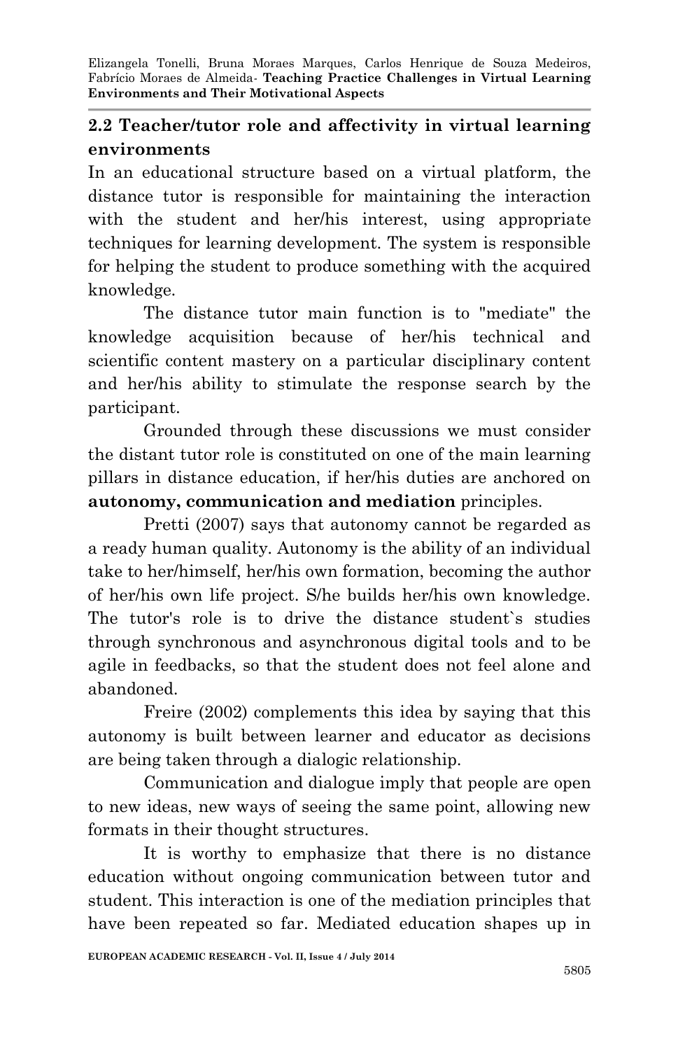## 2.2 Teacher/tutor role and affectivity in virtual learning environments

In an educational structure based on a virtual platform, the distance tutor is responsible for maintaining the interaction with the student and her/his interest, using appropriate techniques for learning development. The system is responsible for helping the student to produce something with the acquired knowledge.

The distance tutor main function is to "mediate" the knowledge acquisition because of her/his technical and scientific content mastery on a particular disciplinary content and her/his ability to stimulate the response search by the participant.

Grounded through these discussions we must consider the distant tutor role is constituted on one of the main learning pillars in distance education, if her/his duties are anchored on **autonomy, communication and mediation** principles.

Pretti (2007) says that autonomy cannot be regarded as a ready human quality. Autonomy is the ability of an individual take to her/himself, her/his own formation, becoming the author of her/his own life project. S/he builds her/his own knowledge. The tutor's role is to drive the distance student`s studies through synchronous and asynchronous digital tools and to be agile in feedbacks, so that the student does not feel alone and abandoned.

Freire (2002) complements this idea by saying that this autonomy is built between learner and educator as decisions are being taken through a dialogic relationship.

Communication and dialogue imply that people are open to new ideas, new ways of seeing the same point, allowing new formats in their thought structures.

It is worthy to emphasize that there is no distance education without ongoing communication between tutor and student. This interaction is one of the mediation principles that have been repeated so far. Mediated education shapes up in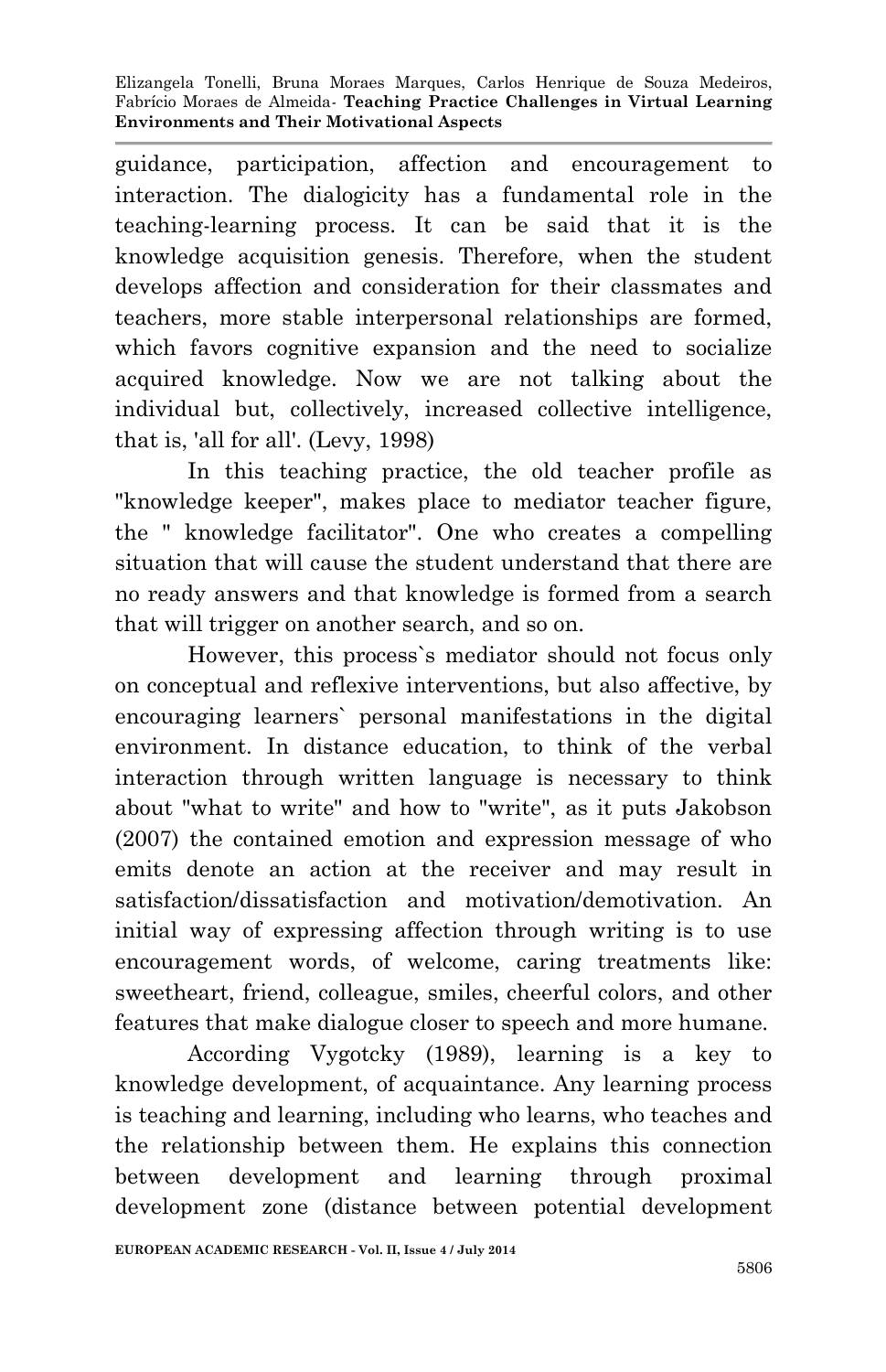guidance, participation, affection and encouragement to interaction. The dialogicity has a fundamental role in the teaching-learning process. It can be said that it is the knowledge acquisition genesis. Therefore, when the student develops affection and consideration for their classmates and teachers, more stable interpersonal relationships are formed, which favors cognitive expansion and the need to socialize acquired knowledge. Now we are not talking about the individual but, collectively, increased collective intelligence, that is, 'all for all'. (Levy, 1998)

In this teaching practice, the old teacher profile as "knowledge keeper", makes place to mediator teacher figure, the " knowledge facilitator". One who creates a compelling situation that will cause the student understand that there are no ready answers and that knowledge is formed from a search that will trigger on another search, and so on.

However, this process`s mediator should not focus only on conceptual and reflexive interventions, but also affective, by encouraging learners` personal manifestations in the digital environment. In distance education, to think of the verbal interaction through written language is necessary to think about "what to write" and how to "write", as it puts Jakobson (2007) the contained emotion and expression message of who emits denote an action at the receiver and may result in satisfaction/dissatisfaction and motivation/demotivation. An initial way of expressing affection through writing is to use encouragement words, of welcome, caring treatments like: sweetheart, friend, colleague, smiles, cheerful colors, and other features that make dialogue closer to speech and more humane.

According Vygotcky (1989), learning is a key to knowledge development, of acquaintance. Any learning process is teaching and learning, including who learns, who teaches and the relationship between them. He explains this connection between development and learning through proximal development zone (distance between potential development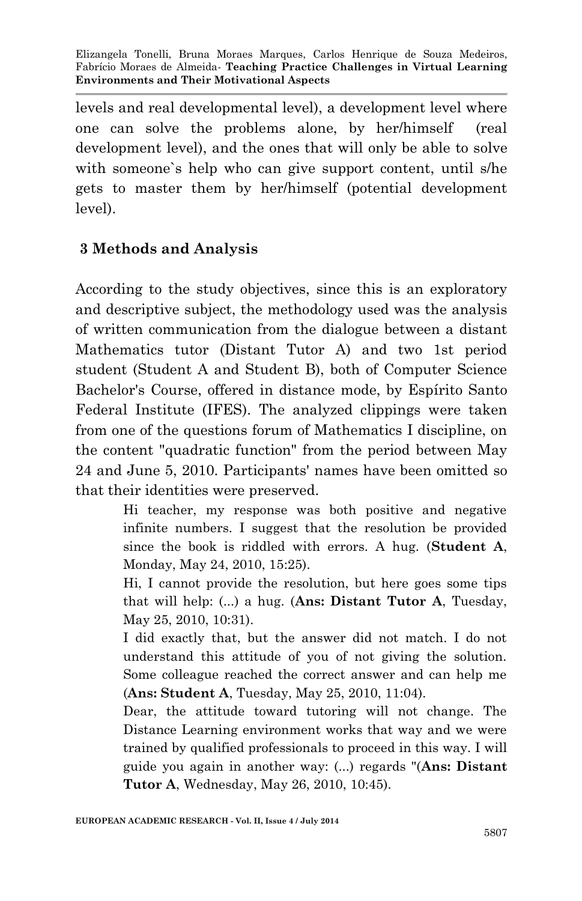levels and real developmental level), a development level where one can solve the problems alone, by her/himself (real development level), and the ones that will only be able to solve with someone`s help who can give support content, until s/he gets to master them by her/himself (potential development level).

## 3 Methods and Analysis

According to the study objectives, since this is an exploratory and descriptive subject, the methodology used was the analysis of written communication from the dialogue between a distant Mathematics tutor (Distant Tutor A) and two 1st period student (Student A and Student B), both of Computer Science Bachelor's Course, offered in distance mode, by Espírito Santo Federal Institute (IFES). The analyzed clippings were taken from one of the questions forum of Mathematics I discipline, on the content "quadratic function" from the period between May 24 and June 5, 2010. Participants' names have been omitted so that their identities were preserved.

> Hi teacher, my response was both positive and negative infinite numbers. I suggest that the resolution be provided since the book is riddled with errors. A hug. (**Student A**, Monday, May 24, 2010, 15:25).
>
> Hi, I cannot provide the resolution, but here goes some tips that will help: (...) a hug. (**Ans: Distant Tutor A**, Tuesday, May 25, 2010, 10:31).
>
> I did exactly that, but the answer did not match. I do not understand this attitude of you of not giving the solution. Some colleague reached the correct answer and can help me (**Ans: Student A**, Tuesday, May 25, 2010, 11:04).
>
> Dear, the attitude toward tutoring will not change. The Distance Learning environment works that way and we were trained by qualified professionals to proceed in this way. I will guide you again in another way: (...) regards "(**Ans: Distant Tutor A**, Wednesday, May 26, 2010, 10:45).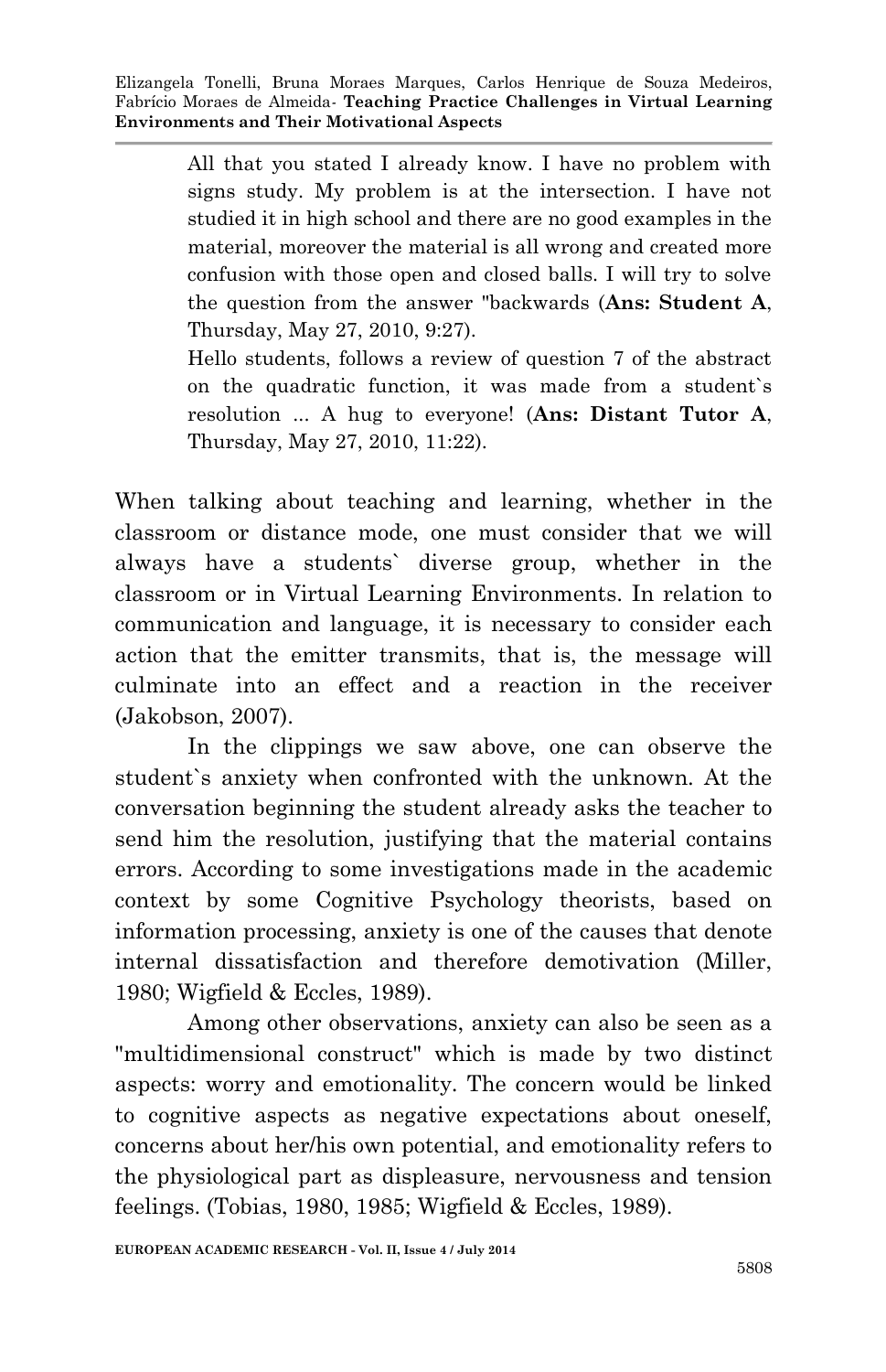> All that you stated I already know. I have no problem with signs study. My problem is at the intersection. I have not studied it in high school and there are no good examples in the material, moreover the material is all wrong and created more confusion with those open and closed balls. I will try to solve the question from the answer "backwards (**Ans: Student A**, Thursday, May 27, 2010, 9:27).
>
> Hello students, follows a review of question 7 of the abstract on the quadratic function, it was made from a student`s resolution ... A hug to everyone! (**Ans: Distant Tutor A**, Thursday, May 27, 2010, 11:22).

When talking about teaching and learning, whether in the classroom or distance mode, one must consider that we will always have a students` diverse group, whether in the classroom or in Virtual Learning Environments. In relation to communication and language, it is necessary to consider each action that the emitter transmits, that is, the message will culminate into an effect and a reaction in the receiver (Jakobson, 2007).

In the clippings we saw above, one can observe the student`s anxiety when confronted with the unknown. At the conversation beginning the student already asks the teacher to send him the resolution, justifying that the material contains errors. According to some investigations made in the academic context by some Cognitive Psychology theorists, based on information processing, anxiety is one of the causes that denote internal dissatisfaction and therefore demotivation (Miller, 1980; Wigfield & Eccles, 1989).

Among other observations, anxiety can also be seen as a "multidimensional construct" which is made by two distinct aspects: worry and emotionality. The concern would be linked to cognitive aspects as negative expectations about oneself, concerns about her/his own potential, and emotionality refers to the physiological part as displeasure, nervousness and tension feelings. (Tobias, 1980, 1985; Wigfield & Eccles, 1989).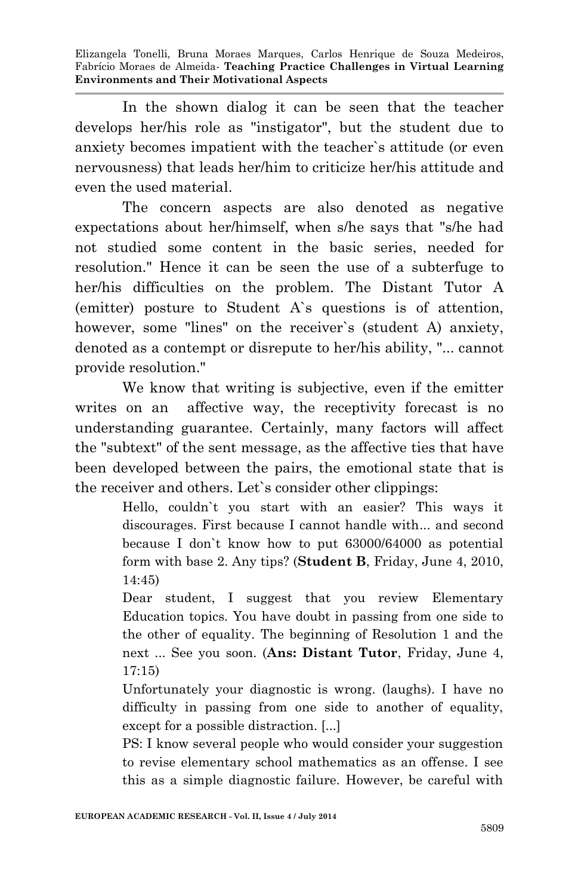In the shown dialog it can be seen that the teacher develops her/his role as "instigator", but the student due to anxiety becomes impatient with the teacher`s attitude (or even nervousness) that leads her/him to criticize her/his attitude and even the used material.

The concern aspects are also denoted as negative expectations about her/himself, when s/he says that "s/he had not studied some content in the basic series, needed for resolution." Hence it can be seen the use of a subterfuge to her/his difficulties on the problem. The Distant Tutor A (emitter) posture to Student A`s questions is of attention, however, some "lines" on the receiver`s (student A) anxiety, denoted as a contempt or disrepute to her/his ability, "... cannot provide resolution."

We know that writing is subjective, even if the emitter writes on an affective way, the receptivity forecast is no understanding guarantee. Certainly, many factors will affect the "subtext" of the sent message, as the affective ties that have been developed between the pairs, the emotional state that is the receiver and others. Let`s consider other clippings:

> Hello, couldn`t you start with an easier? This ways it discourages. First because I cannot handle with... and second because I don`t know how to put 63000/64000 as potential form with base 2. Any tips? (**Student B**, Friday, June 4, 2010, 14:45)
>
> Dear student, I suggest that you review Elementary Education topics. You have doubt in passing from one side to the other of equality. The beginning of Resolution 1 and the next ... See you soon. (**Ans: Distant Tutor**, Friday, June 4, 17:15)
>
> Unfortunately your diagnostic is wrong. (laughs). I have no difficulty in passing from one side to another of equality, except for a possible distraction. [...]
>
> PS: I know several people who would consider your suggestion to revise elementary school mathematics as an offense. I see this as a simple diagnostic failure. However, be careful with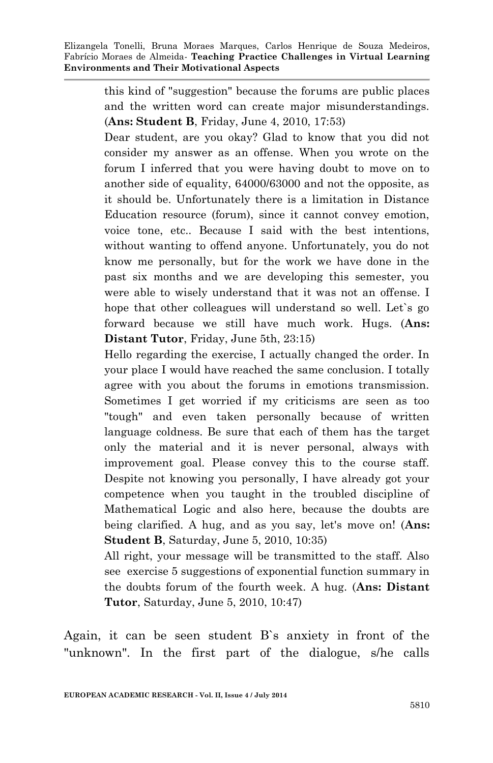> this kind of "suggestion" because the forums are public places and the written word can create major misunderstandings. (**Ans: Student B**, Friday, June 4, 2010, 17:53)
>
> Dear student, are you okay? Glad to know that you did not consider my answer as an offense. When you wrote on the forum I inferred that you were having doubt to move on to another side of equality, 64000/63000 and not the opposite, as it should be. Unfortunately there is a limitation in Distance Education resource (forum), since it cannot convey emotion, voice tone, etc.. Because I said with the best intentions, without wanting to offend anyone. Unfortunately, you do not know me personally, but for the work we have done in the past six months and we are developing this semester, you were able to wisely understand that it was not an offense. I hope that other colleagues will understand so well. Let`s go forward because we still have much work. Hugs. (**Ans: Distant Tutor**, Friday, June 5th, 23:15)
>
> Hello regarding the exercise, I actually changed the order. In your place I would have reached the same conclusion. I totally agree with you about the forums in emotions transmission. Sometimes I get worried if my criticisms are seen as too "tough" and even taken personally because of written language coldness. Be sure that each of them has the target only the material and it is never personal, always with improvement goal. Please convey this to the course staff. Despite not knowing you personally, I have already got your competence when you taught in the troubled discipline of Mathematical Logic and also here, because the doubts are being clarified. A hug, and as you say, let's move on! (**Ans: Student B**, Saturday, June 5, 2010, 10:35)
>
> All right, your message will be transmitted to the staff. Also see exercise 5 suggestions of exponential function summary in the doubts forum of the fourth week. A hug. (**Ans: Distant Tutor**, Saturday, June 5, 2010, 10:47)

Again, it can be seen student B`s anxiety in front of the "unknown". In the first part of the dialogue, s/he calls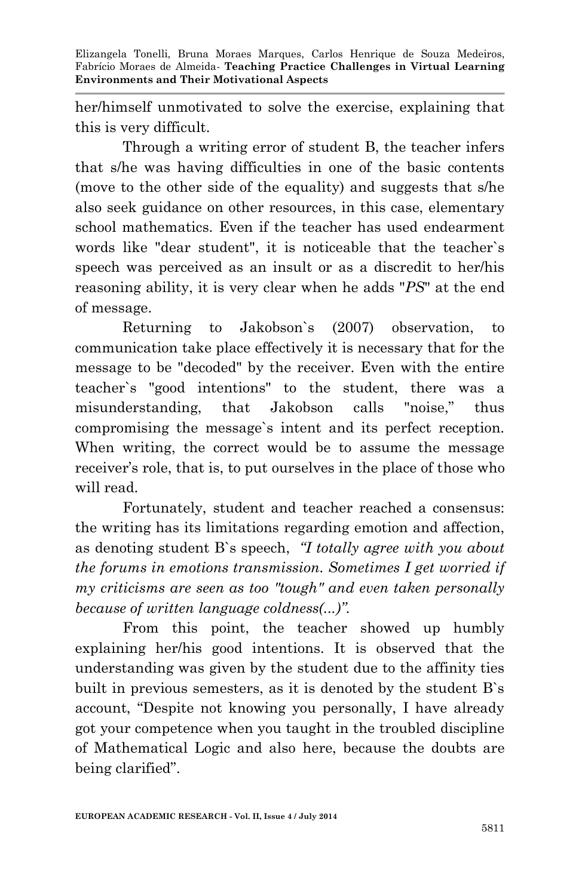her/himself unmotivated to solve the exercise, explaining that this is very difficult.

Through a writing error of student B, the teacher infers that s/he was having difficulties in one of the basic contents (move to the other side of the equality) and suggests that s/he also seek guidance on other resources, in this case, elementary school mathematics. Even if the teacher has used endearment words like "dear student", it is noticeable that the teacher`s speech was perceived as an insult or as a discredit to her/his reasoning ability, it is very clear when he adds "*PS*" at the end of message.

Returning to Jakobson`s (2007) observation, to communication take place effectively it is necessary that for the message to be "decoded" by the receiver. Even with the entire teacher`s "good intentions" to the student, there was a misunderstanding, that Jakobson calls "noise," thus compromising the message`s intent and its perfect reception. When writing, the correct would be to assume the message receiver's role, that is, to put ourselves in the place of those who will read.

Fortunately, student and teacher reached a consensus: the writing has its limitations regarding emotion and affection, as denoting student B`s speech, *"I totally agree with you about the forums in emotions transmission. Sometimes I get worried if my criticisms are seen as too "tough" and even taken personally because of written language coldness(...)".*

From this point, the teacher showed up humbly explaining her/his good intentions. It is observed that the understanding was given by the student due to the affinity ties built in previous semesters, as it is denoted by the student B`s account, "Despite not knowing you personally, I have already got your competence when you taught in the troubled discipline of Mathematical Logic and also here, because the doubts are being clarified".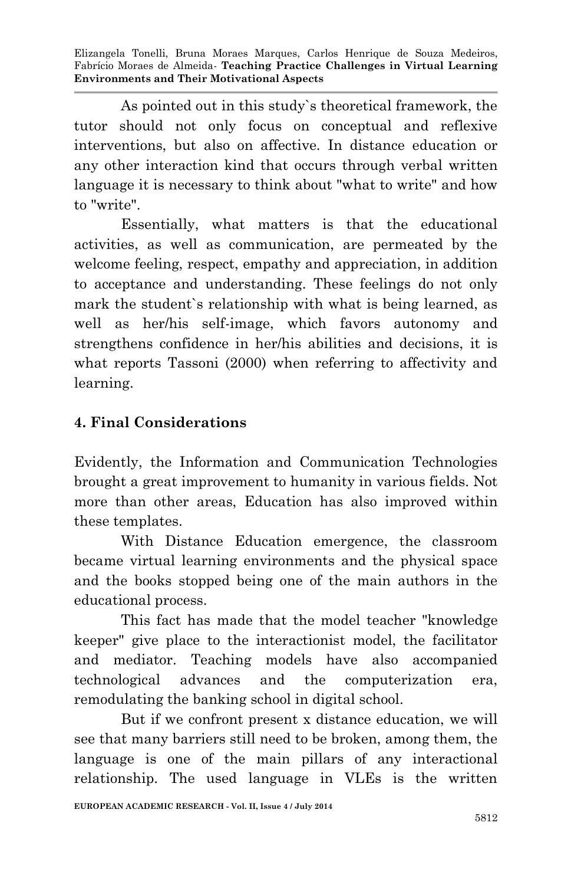As pointed out in this study`s theoretical framework, the tutor should not only focus on conceptual and reflexive interventions, but also on affective. In distance education or any other interaction kind that occurs through verbal written language it is necessary to think about "what to write" and how to "write".

Essentially, what matters is that the educational activities, as well as communication, are permeated by the welcome feeling, respect, empathy and appreciation, in addition to acceptance and understanding. These feelings do not only mark the student`s relationship with what is being learned, as well as her/his self-image, which favors autonomy and strengthens confidence in her/his abilities and decisions, it is what reports Tassoni (2000) when referring to affectivity and learning.

## 4. Final Considerations

Evidently, the Information and Communication Technologies brought a great improvement to humanity in various fields. Not more than other areas, Education has also improved within these templates.

With Distance Education emergence, the classroom became virtual learning environments and the physical space and the books stopped being one of the main authors in the educational process.

This fact has made that the model teacher "knowledge keeper" give place to the interactionist model, the facilitator and mediator. Teaching models have also accompanied technological advances and the computerization era, remodulating the banking school in digital school.

But if we confront present x distance education, we will see that many barriers still need to be broken, among them, the language is one of the main pillars of any interactional relationship. The used language in VLEs is the written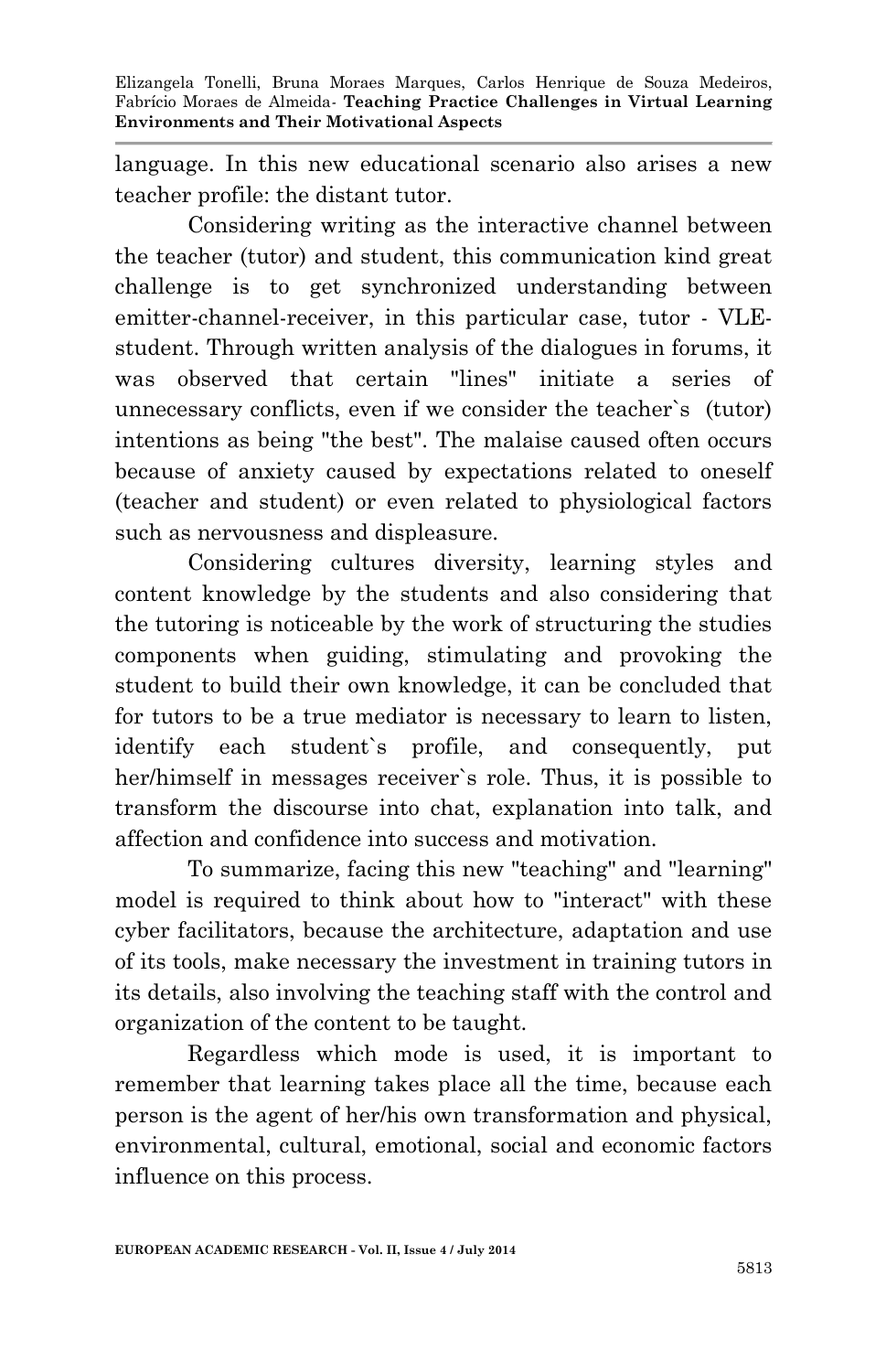language. In this new educational scenario also arises a new teacher profile: the distant tutor.

Considering writing as the interactive channel between the teacher (tutor) and student, this communication kind great challenge is to get synchronized understanding between emitter-channel-receiver, in this particular case, tutor - VLE-student. Through written analysis of the dialogues in forums, it was observed that certain "lines" initiate a series of unnecessary conflicts, even if we consider the teacher`s (tutor) intentions as being "the best". The malaise caused often occurs because of anxiety caused by expectations related to oneself (teacher and student) or even related to physiological factors such as nervousness and displeasure.

Considering cultures diversity, learning styles and content knowledge by the students and also considering that the tutoring is noticeable by the work of structuring the studies components when guiding, stimulating and provoking the student to build their own knowledge, it can be concluded that for tutors to be a true mediator is necessary to learn to listen, identify each student`s profile, and consequently, put her/himself in messages receiver`s role. Thus, it is possible to transform the discourse into chat, explanation into talk, and affection and confidence into success and motivation.

To summarize, facing this new "teaching" and "learning" model is required to think about how to "interact" with these cyber facilitators, because the architecture, adaptation and use of its tools, make necessary the investment in training tutors in its details, also involving the teaching staff with the control and organization of the content to be taught.

Regardless which mode is used, it is important to remember that learning takes place all the time, because each person is the agent of her/his own transformation and physical, environmental, cultural, emotional, social and economic factors influence on this process.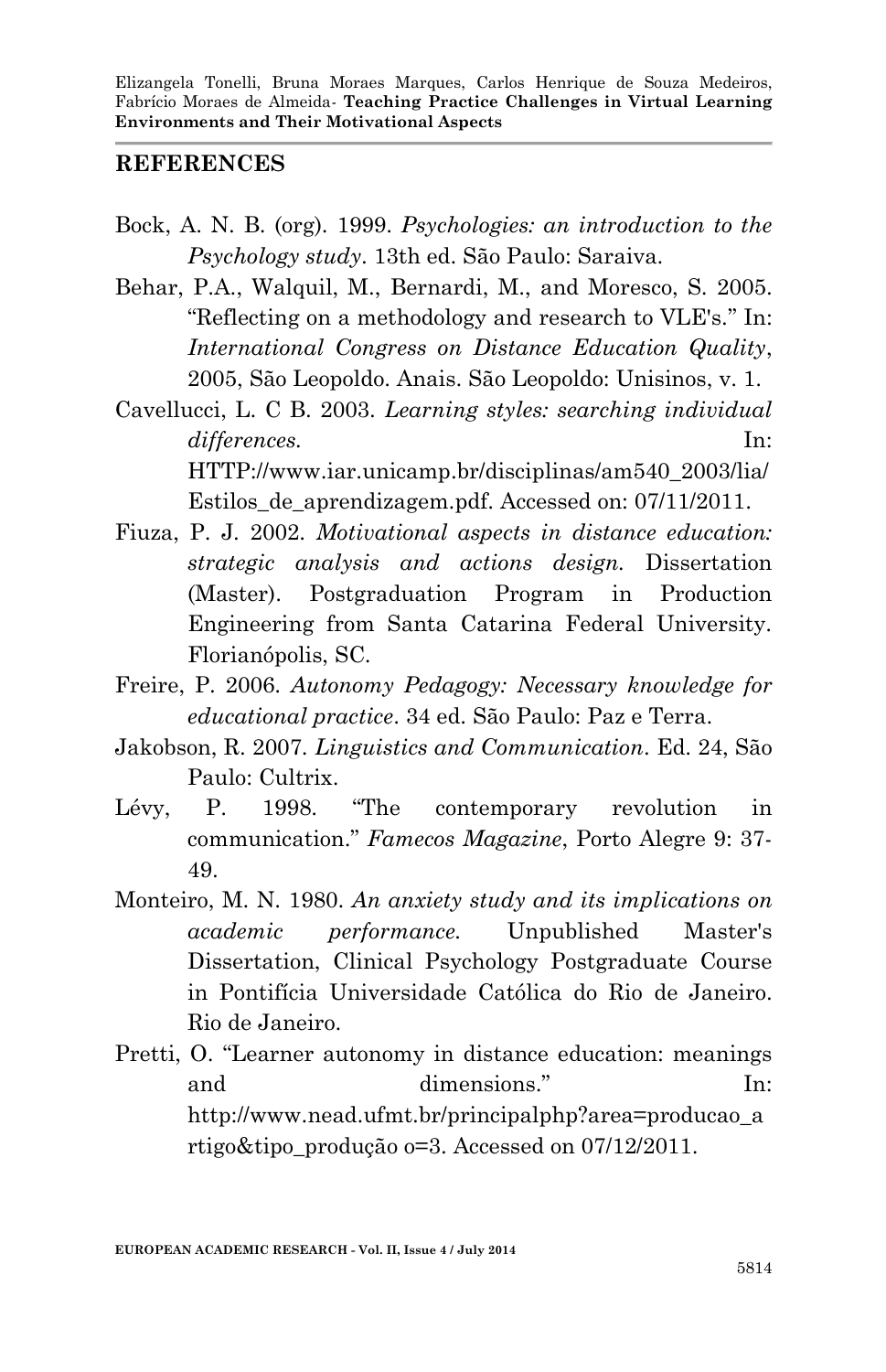## REFERENCES

Bock, A. N. B. (org). 1999. *Psychologies: an introduction to the Psychology study*. 13th ed. São Paulo: Saraiva.

Behar, P.A., Walquil, M., Bernardi, M., and Moresco, S. 2005. "Reflecting on a methodology and research to VLE's." In: *International Congress on Distance Education Quality*, 2005, São Leopoldo. Anais. São Leopoldo: Unisinos, v. 1.

Cavellucci, L. C B. 2003. *Learning styles: searching individual differences.* In: HTTP://www.iar.unicamp.br/disciplinas/am540_2003/lia/Estilos_de_aprendizagem.pdf. Accessed on: 07/11/2011.

Fiuza, P. J. 2002. *Motivational aspects in distance education: strategic analysis and actions design.* Dissertation (Master). Postgraduation Program in Production Engineering from Santa Catarina Federal University. Florianópolis, SC.

Freire, P. 2006. *Autonomy Pedagogy: Necessary knowledge for educational practice*. 34 ed. São Paulo: Paz e Terra.

Jakobson, R. 2007. *Linguistics and Communication*. Ed. 24, São Paulo: Cultrix.

Lévy, P. 1998. "The contemporary revolution in communication." *Famecos Magazine*, Porto Alegre 9: 37-49.

Monteiro, M. N. 1980. *An anxiety study and its implications on academic performance.* Unpublished Master's Dissertation, Clinical Psychology Postgraduate Course in Pontifícia Universidade Católica do Rio de Janeiro. Rio de Janeiro.

Pretti, O. "Learner autonomy in distance education: meanings and dimensions." In: http://www.nead.ufmt.br/principalphp?area=producao_artigo&tipo_produção o=3. Accessed on 07/12/2011.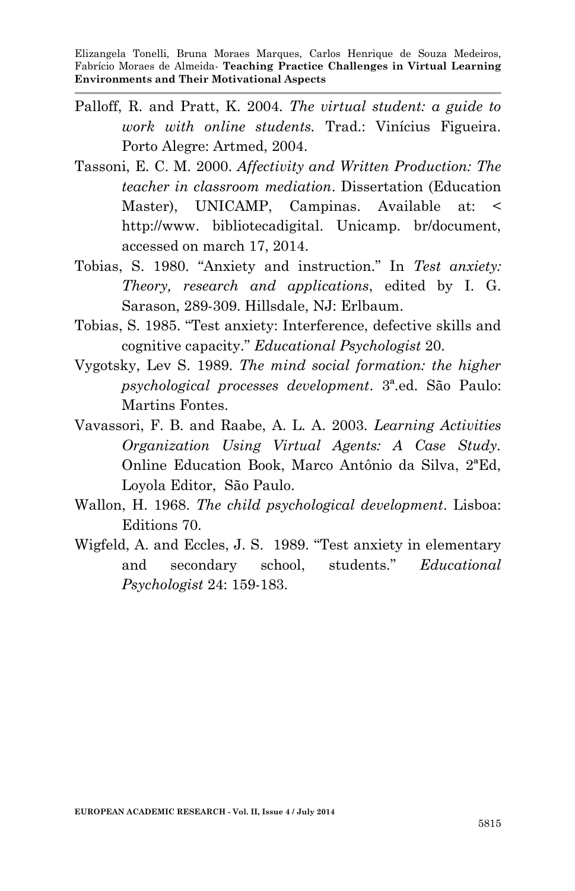Palloff, R. and Pratt, K. 2004. *The virtual student: a guide to work with online students.* Trad.: Vinícius Figueira. Porto Alegre: Artmed, 2004.

Tassoni, E. C. M. 2000. *Affectivity and Written Production: The teacher in classroom mediation*. Dissertation (Education Master), UNICAMP, Campinas. Available at: < http://www. bibliotecadigital. Unicamp. br/document, accessed on march 17, 2014.

Tobias, S. 1980. "Anxiety and instruction." In *Test anxiety: Theory, research and applications*, edited by I. G. Sarason, 289-309. Hillsdale, NJ: Erlbaum.

Tobias, S. 1985. "Test anxiety: Interference, defective skills and cognitive capacity." *Educational Psychologist* 20.

Vygotsky, Lev S. 1989. *The mind social formation: the higher psychological processes development*. 3ª.ed. São Paulo: Martins Fontes.

Vavassori, F. B. and Raabe, A. L. A. 2003. *Learning Activities Organization Using Virtual Agents: A Case Study*. Online Education Book, Marco Antônio da Silva, 2ªEd, Loyola Editor, São Paulo.

Wallon, H. 1968. *The child psychological development*. Lisboa: Editions 70.

Wigfeld, A. and Eccles, J. S. 1989. "Test anxiety in elementary and secondary school, students." *Educational Psychologist* 24: 159-183.